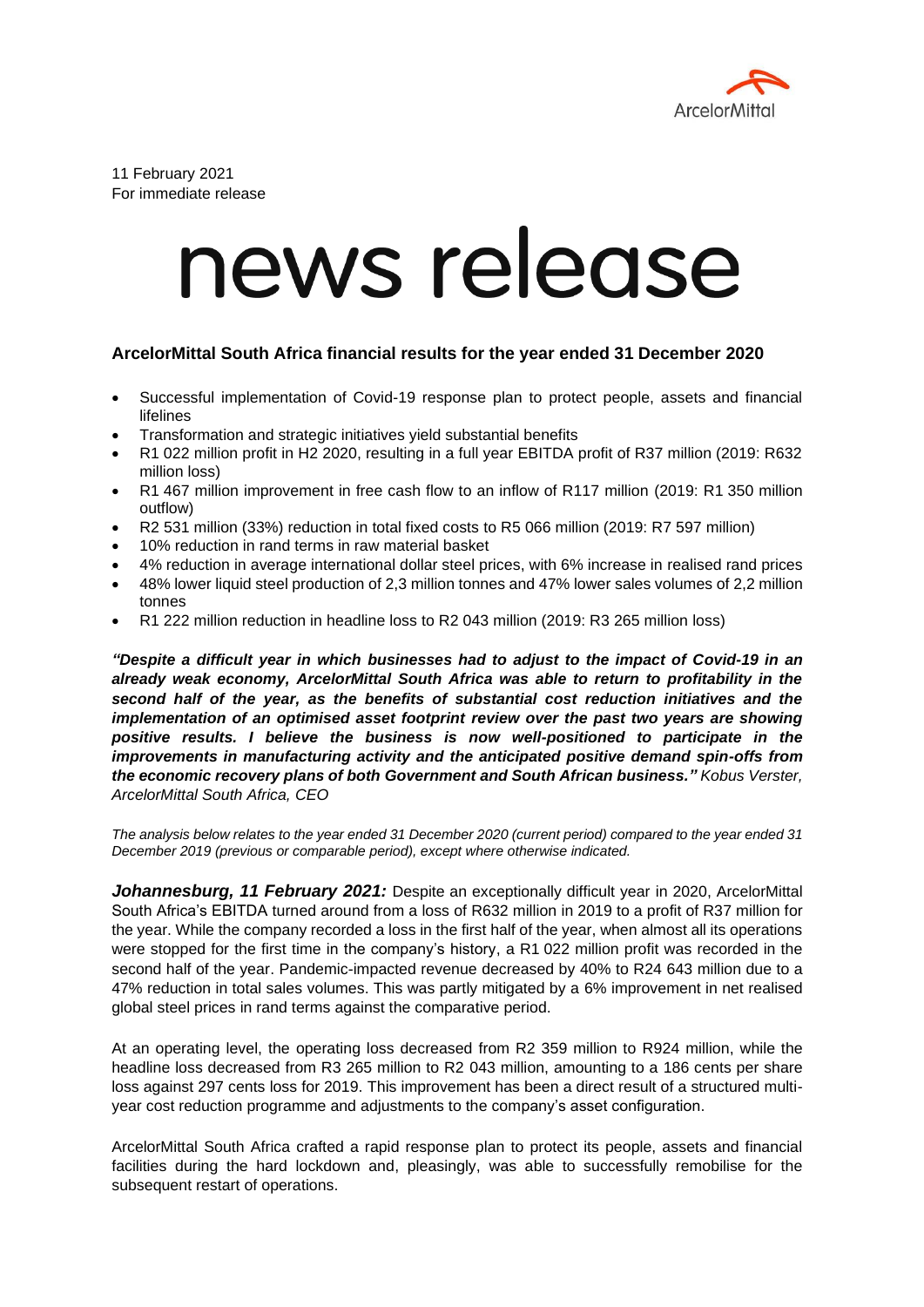11 February 2021
For immediate release

# news release

### ArcelorMittal South Africa financial results for the year ended 31 December 2020

- Successful implementation of Covid-19 response plan to protect people, assets and financial lifelines
- Transformation and strategic initiatives yield substantial benefits
- R1 022 million profit in H2 2020, resulting in a full year EBITDA profit of R37 million (2019: R632 million loss)
- R1 467 million improvement in free cash flow to an inflow of R117 million (2019: R1 350 million outflow)
- R2 531 million (33%) reduction in total fixed costs to R5 066 million (2019: R7 597 million)
- 10% reduction in rand terms in raw material basket
- 4% reduction in average international dollar steel prices, with 6% increase in realised rand prices
- 48% lower liquid steel production of 2,3 million tonnes and 47% lower sales volumes of 2,2 million tonnes
- R1 222 million reduction in headline loss to R2 043 million (2019: R3 265 million loss)

***"Despite a difficult year in which businesses had to adjust to the impact of Covid-19 in an already weak economy, ArcelorMittal South Africa was able to return to profitability in the second half of the year, as the benefits of substantial cost reduction initiatives and the implementation of an optimised asset footprint review over the past two years are showing positive results. I believe the business is now well-positioned to participate in the improvements in manufacturing activity and the anticipated positive demand spin-offs from the economic recovery plans of both Government and South African business."*** *Kobus Verster, ArcelorMittal South Africa, CEO*

*The analysis below relates to the year ended 31 December 2020 (current period) compared to the year ended 31 December 2019 (previous or comparable period), except where otherwise indicated.*

***Johannesburg, 11 February 2021:*** Despite an exceptionally difficult year in 2020, ArcelorMittal South Africa's EBITDA turned around from a loss of R632 million in 2019 to a profit of R37 million for the year. While the company recorded a loss in the first half of the year, when almost all its operations were stopped for the first time in the company's history, a R1 022 million profit was recorded in the second half of the year. Pandemic-impacted revenue decreased by 40% to R24 643 million due to a 47% reduction in total sales volumes. This was partly mitigated by a 6% improvement in net realised global steel prices in rand terms against the comparative period.

At an operating level, the operating loss decreased from R2 359 million to R924 million, while the headline loss decreased from R3 265 million to R2 043 million, amounting to a 186 cents per share loss against 297 cents loss for 2019. This improvement has been a direct result of a structured multi-year cost reduction programme and adjustments to the company's asset configuration.

ArcelorMittal South Africa crafted a rapid response plan to protect its people, assets and financial facilities during the hard lockdown and, pleasingly, was able to successfully remobilise for the subsequent restart of operations.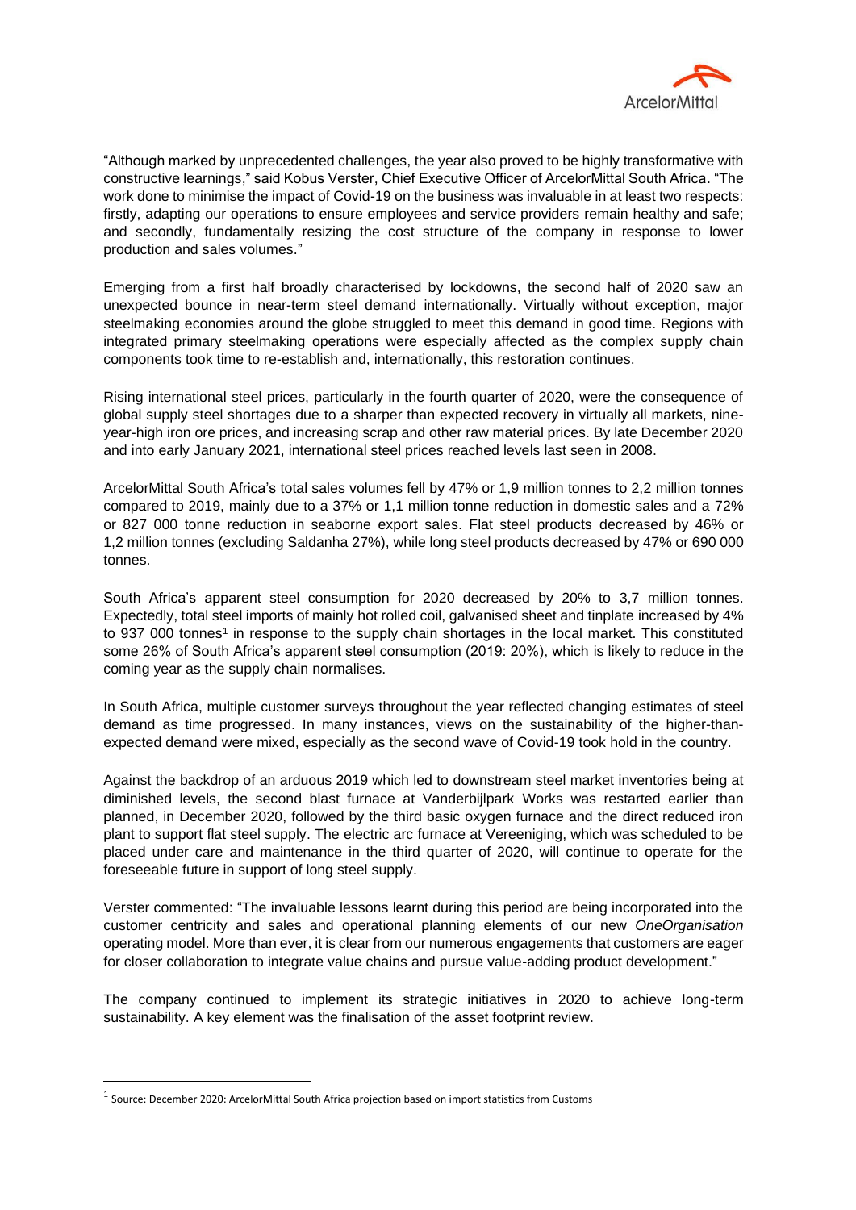"Although marked by unprecedented challenges, the year also proved to be highly transformative with constructive learnings," said Kobus Verster, Chief Executive Officer of ArcelorMittal South Africa. "The work done to minimise the impact of Covid-19 on the business was invaluable in at least two respects: firstly, adapting our operations to ensure employees and service providers remain healthy and safe; and secondly, fundamentally resizing the cost structure of the company in response to lower production and sales volumes."

Emerging from a first half broadly characterised by lockdowns, the second half of 2020 saw an unexpected bounce in near-term steel demand internationally. Virtually without exception, major steelmaking economies around the globe struggled to meet this demand in good time. Regions with integrated primary steelmaking operations were especially affected as the complex supply chain components took time to re-establish and, internationally, this restoration continues.

Rising international steel prices, particularly in the fourth quarter of 2020, were the consequence of global supply steel shortages due to a sharper than expected recovery in virtually all markets, nine-year-high iron ore prices, and increasing scrap and other raw material prices. By late December 2020 and into early January 2021, international steel prices reached levels last seen in 2008.

ArcelorMittal South Africa's total sales volumes fell by 47% or 1,9 million tonnes to 2,2 million tonnes compared to 2019, mainly due to a 37% or 1,1 million tonne reduction in domestic sales and a 72% or 827 000 tonne reduction in seaborne export sales. Flat steel products decreased by 46% or 1,2 million tonnes (excluding Saldanha 27%), while long steel products decreased by 47% or 690 000 tonnes.

South Africa's apparent steel consumption for 2020 decreased by 20% to 3,7 million tonnes. Expectedly, total steel imports of mainly hot rolled coil, galvanised sheet and tinplate increased by 4% to 937 000 tonnes[1] in response to the supply chain shortages in the local market. This constituted some 26% of South Africa's apparent steel consumption (2019: 20%), which is likely to reduce in the coming year as the supply chain normalises.

In South Africa, multiple customer surveys throughout the year reflected changing estimates of steel demand as time progressed. In many instances, views on the sustainability of the higher-than-expected demand were mixed, especially as the second wave of Covid-19 took hold in the country.

Against the backdrop of an arduous 2019 which led to downstream steel market inventories being at diminished levels, the second blast furnace at Vanderbijlpark Works was restarted earlier than planned, in December 2020, followed by the third basic oxygen furnace and the direct reduced iron plant to support flat steel supply. The electric arc furnace at Vereeniging, which was scheduled to be placed under care and maintenance in the third quarter of 2020, will continue to operate for the foreseeable future in support of long steel supply.

Verster commented: "The invaluable lessons learnt during this period are being incorporated into the customer centricity and sales and operational planning elements of our new *OneOrganisation* operating model. More than ever, it is clear from our numerous engagements that customers are eager for closer collaboration to integrate value chains and pursue value-adding product development."

The company continued to implement its strategic initiatives in 2020 to achieve long-term sustainability. A key element was the finalisation of the asset footprint review.

---

[1] Source: December 2020: ArcelorMittal South Africa projection based on import statistics from Customs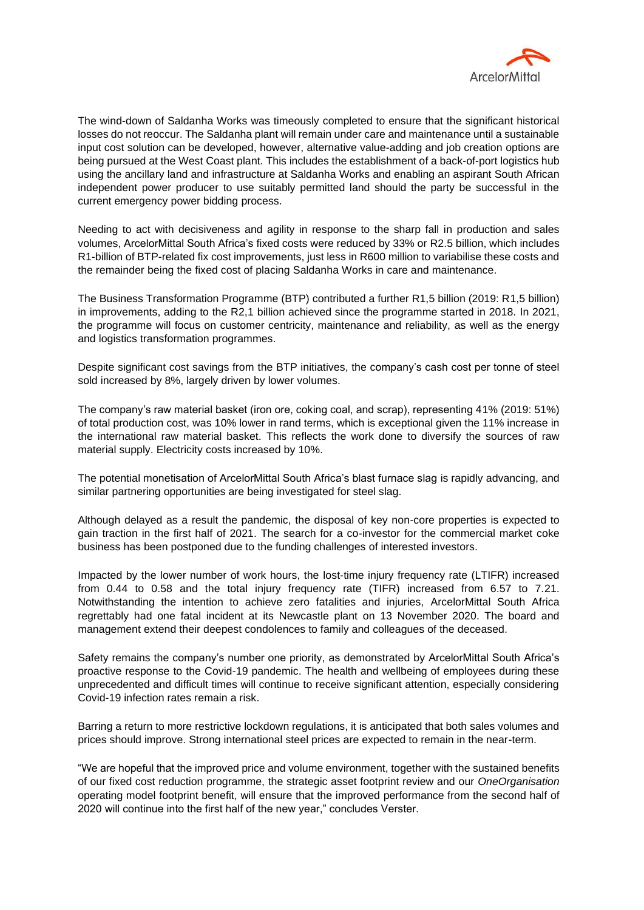The wind-down of Saldanha Works was timeously completed to ensure that the significant historical losses do not reoccur. The Saldanha plant will remain under care and maintenance until a sustainable input cost solution can be developed, however, alternative value-adding and job creation options are being pursued at the West Coast plant. This includes the establishment of a back-of-port logistics hub using the ancillary land and infrastructure at Saldanha Works and enabling an aspirant South African independent power producer to use suitably permitted land should the party be successful in the current emergency power bidding process.

Needing to act with decisiveness and agility in response to the sharp fall in production and sales volumes, ArcelorMittal South Africa's fixed costs were reduced by 33% or R2.5 billion, which includes R1-billion of BTP-related fix cost improvements, just less in R600 million to variabilise these costs and the remainder being the fixed cost of placing Saldanha Works in care and maintenance.

The Business Transformation Programme (BTP) contributed a further R1,5 billion (2019: R1,5 billion) in improvements, adding to the R2,1 billion achieved since the programme started in 2018. In 2021, the programme will focus on customer centricity, maintenance and reliability, as well as the energy and logistics transformation programmes.

Despite significant cost savings from the BTP initiatives, the company's cash cost per tonne of steel sold increased by 8%, largely driven by lower volumes.

The company's raw material basket (iron ore, coking coal, and scrap), representing 41% (2019: 51%) of total production cost, was 10% lower in rand terms, which is exceptional given the 11% increase in the international raw material basket. This reflects the work done to diversify the sources of raw material supply. Electricity costs increased by 10%.

The potential monetisation of ArcelorMittal South Africa's blast furnace slag is rapidly advancing, and similar partnering opportunities are being investigated for steel slag.

Although delayed as a result the pandemic, the disposal of key non-core properties is expected to gain traction in the first half of 2021. The search for a co-investor for the commercial market coke business has been postponed due to the funding challenges of interested investors.

Impacted by the lower number of work hours, the lost-time injury frequency rate (LTIFR) increased from 0.44 to 0.58 and the total injury frequency rate (TIFR) increased from 6.57 to 7.21. Notwithstanding the intention to achieve zero fatalities and injuries, ArcelorMittal South Africa regrettably had one fatal incident at its Newcastle plant on 13 November 2020. The board and management extend their deepest condolences to family and colleagues of the deceased.

Safety remains the company's number one priority, as demonstrated by ArcelorMittal South Africa's proactive response to the Covid-19 pandemic. The health and wellbeing of employees during these unprecedented and difficult times will continue to receive significant attention, especially considering Covid-19 infection rates remain a risk.

Barring a return to more restrictive lockdown regulations, it is anticipated that both sales volumes and prices should improve. Strong international steel prices are expected to remain in the near-term.

"We are hopeful that the improved price and volume environment, together with the sustained benefits of our fixed cost reduction programme, the strategic asset footprint review and our *OneOrganisation* operating model footprint benefit, will ensure that the improved performance from the second half of 2020 will continue into the first half of the new year," concludes Verster.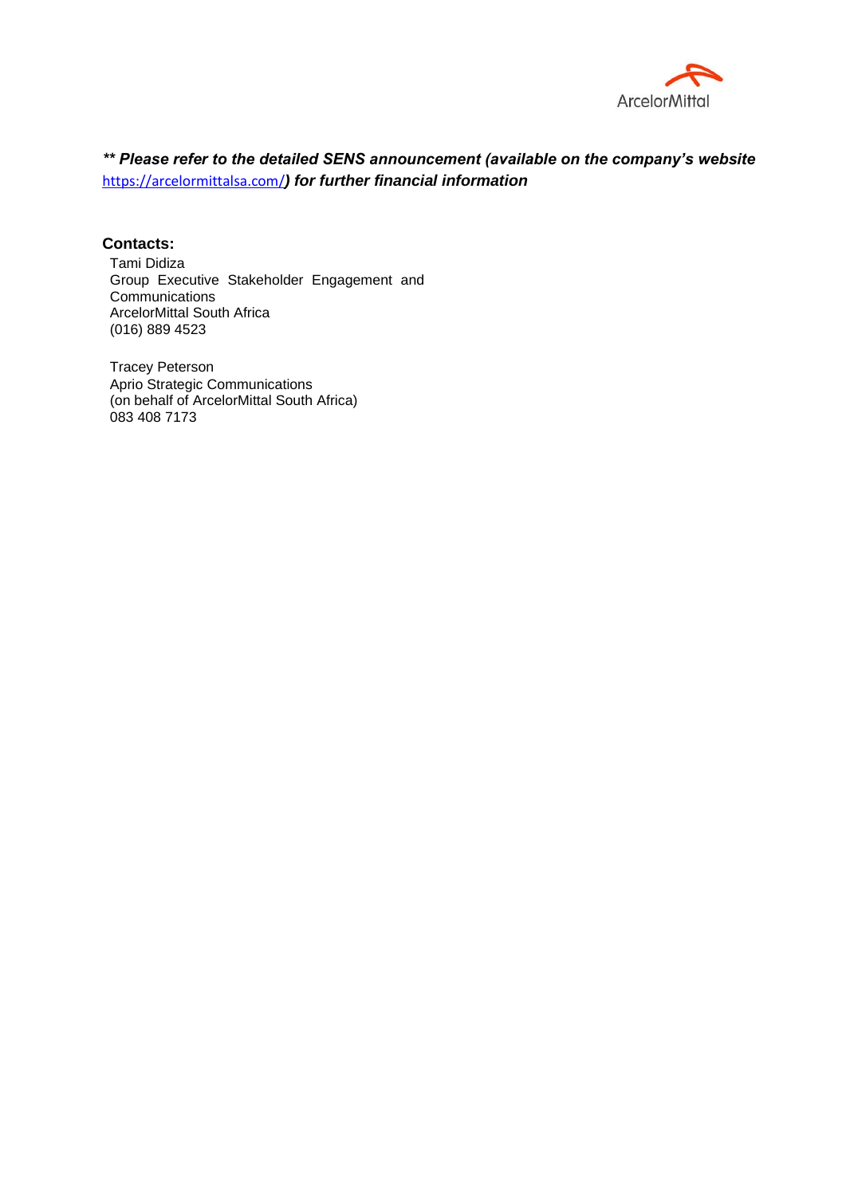***\*\* Please refer to the detailed SENS announcement (available on the company's website** https://arcelormittalsa.com/**) for further financial information***

**Contacts:**

Tami Didiza
Group Executive Stakeholder Engagement and Communications
ArcelorMittal South Africa
(016) 889 4523

Tracey Peterson
Aprio Strategic Communications
(on behalf of ArcelorMittal South Africa)
083 408 7173